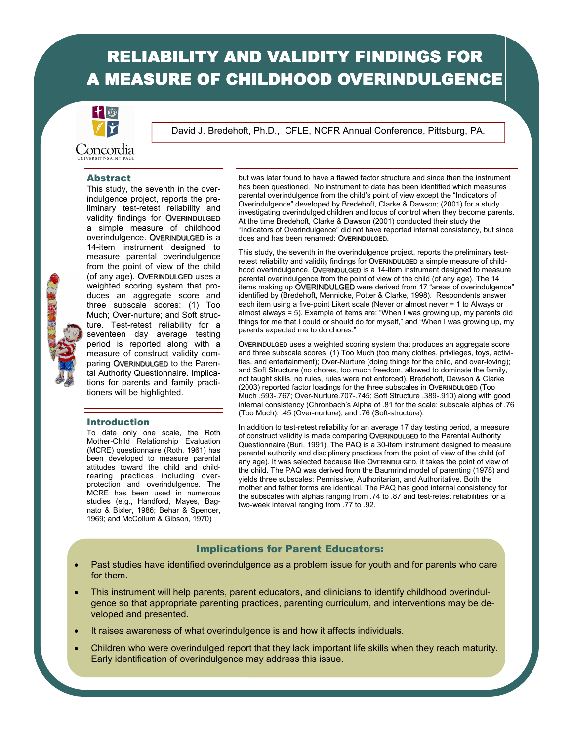# RELIABILITY AND VALIDITY FINDINGS FOR A MEASURE OF CHILDHOOD OVERINDULGENCE

David J. Bredehoft, Ph.D., CFLE, NCFR Annual Conference, Pittsburg, PA.

## Abstract

This study, the seventh in the overindulgence project, reports the preliminary test-retest reliability and validity findings for OVERINDULGED a simple measure of childhood overindulgence. OVERINDULGED is a 14-item instrument designed to measure parental overindulgence from the point of view of the child (of any age). OVERINDULGED uses a weighted scoring system that produces an aggregate score and three subscale scores: (1) Too Much; Over-nurture; and Soft structure. Test-retest reliability for a seventeen day average testing period is reported along with a measure of construct validity comparing OVERINDULGED to the Parental Authority Questionnaire. Implications for parents and family practitioners will be highlighted.

## Introduction

To date only one scale, the Roth Mother-Child Relationship Evaluation (MCRE) questionnaire (Roth, 1961) has been developed to measure parental attitudes toward the child and child-rearing practices including over-protection and overindulgence. The MCRE has been used in numerous studies (e.g., Handford, Mayes, Bagnato & Bixler, 1986; Behar & Spencer, 1969; and McCollum & Gibson, 1970) but was later found to have a flawed factor structure and since then the instrument has been questioned. No instrument to date has been identified which measures parental overindulgence from the child's point of view except the "Indicators of Overindulgence" developed by Bredehoft, Clarke & Dawson; (2001) for a study investigating overindulged children and locus of control when they become parents. At the time Bredehoft, Clarke & Dawson (2001) conducted their study the "Indicators of Overindulgence" did not have reported internal consistency, but since does and has been renamed: OVERINDULGED.

This study, the seventh in the overindulgence project, reports the preliminary test-retest reliability and validity findings for OVERINDULGED a simple measure of childhood overindulgence. OVERINDULGED is a 14-item instrument designed to measure parental overindulgence from the point of view of the child (of any age). The 14 items making up OVERINDULGED were derived from 17 "areas of overindulgence" identified by (Bredehoft, Mennicke, Potter & Clarke, 1998). Respondents answer each item using a five-point Likert scale (Never or almost never = 1 to Always or almost always = 5). Example of items are: "When I was growing up, my parents did things for me that I could or should do for myself," and "When I was growing up, my parents expected me to do chores."

OVERINDULGED uses a weighted scoring system that produces an aggregate score and three subscale scores: (1) Too Much (too many clothes, privileges, toys, activities, and entertainment); Over-Nurture (doing things for the child, and over-loving); and Soft Structure (no chores, too much freedom, allowed to dominate the family, not taught skills, no rules, rules were not enforced). Bredehoft, Dawson & Clarke (2003) reported factor loadings for the three subscales in OVERINDULGED (Too Much .593-.767; Over-Nurture.707-.745; Soft Structure .389-.910) along with good internal consistency (Chronbach's Alpha of .81 for the scale; subscale alphas of .76 (Too Much); .45 (Over-nurture); and .76 (Soft-structure).

In addition to test-retest reliability for an average 17 day testing period, a measure of construct validity is made comparing OVERINDULGED to the Parental Authority Questionnaire (Buri, 1991). The PAQ is a 30-item instrument designed to measure parental authority and disciplinary practices from the point of view of the child (of any age). It was selected because like OVERINDULGED, it takes the point of view of the child. The PAQ was derived from the Baumrind model of parenting (1978) and yields three subscales: Permissive, Authoritarian, and Authoritative. Both the mother and father forms are identical. The PAQ has good internal consistency for the subscales with alphas ranging from .74 to .87 and test-retest reliabilities for a two-week interval ranging from .77 to .92.

## Implications for Parent Educators:

- Past studies have identified overindulgence as a problem issue for youth and for parents who care for them.
- This instrument will help parents, parent educators, and clinicians to identify childhood overindulgence so that appropriate parenting practices, parenting curriculum, and interventions may be developed and presented.
- It raises awareness of what overindulgence is and how it affects individuals.
- Children who were overindulged report that they lack important life skills when they reach maturity. Early identification of overindulgence may address this issue.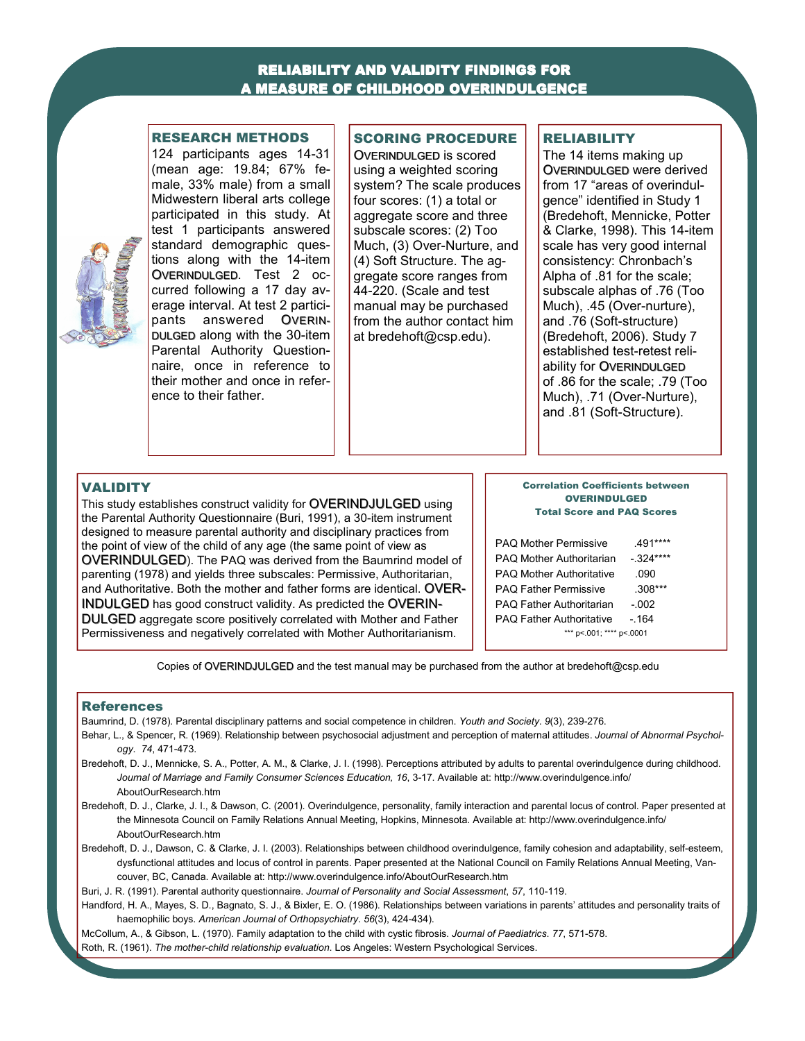# RELIABILITY AND VALIDITY FINDINGS FOR A MEASURE OF CHILDHOOD OVERINDULGENCE

## RESEARCH METHODS

124 participants ages 14-31 (mean age: 19.84; 67% female, 33% male) from a small Midwestern liberal arts college participated in this study. At test 1 participants answered standard demographic questions along with the 14-item OVERINDULGED. Test 2 occurred following a 17 day average interval. At test 2 participants answered OVERINDULGED along with the 30-item Parental Authority Questionnaire, once in reference to their mother and once in reference to their father.

## SCORING PROCEDURE

OVERINDULGED is scored using a weighted scoring system? The scale produces four scores: (1) a total or aggregate score and three subscale scores: (2) Too Much, (3) Over-Nurture, and (4) Soft Structure. The aggregate score ranges from 44-220. (Scale and test manual may be purchased from the author contact him at bredehoft@csp.edu).

## RELIABILITY

The 14 items making up OVERINDULGED were derived from 17 "areas of overindulgence" identified in Study 1 (Bredehoft, Mennicke, Potter & Clarke, 1998). This 14-item scale has very good internal consistency: Chronbach's Alpha of .81 for the scale; subscale alphas of .76 (Too Much), .45 (Over-nurture), and .76 (Soft-structure) (Bredehoft, 2006). Study 7 established test-retest reliability for OVERINDULGED of .86 for the scale; .79 (Too Much), .71 (Over-Nurture), and .81 (Soft-Structure).

## VALIDITY

This study establishes construct validity for OVERINDJULGED using the Parental Authority Questionnaire (Buri, 1991), a 30-item instrument designed to measure parental authority and disciplinary practices from the point of view of the child of any age (the same point of view as OVERINDULGED). The PAQ was derived from the Baumrind model of parenting (1978) and yields three subscales: Permissive, Authoritarian, and Authoritative. Both the mother and father forms are identical. OVERINDULGED has good construct validity. As predicted the OVERINDULGED aggregate score positively correlated with Mother and Father Permissiveness and negatively correlated with Mother Authoritarianism.

**Correlation Coefficients between OVERINDULGED Total Score and PAQ Scores**

| | |
|---|---|
| PAQ Mother Permissive | .491**** |
| PAQ Mother Authoritarian | -.324**** |
| PAQ Mother Authoritative | .090 |
| PAQ Father Permissive | .308*** |
| PAQ Father Authoritarian | -.002 |
| PAQ Father Authoritative | -.164 |

*** p<.001; **** p<.0001

Copies of OVERINDJULGED and the test manual may be purchased from the author at bredehoft@csp.edu

## References

Baumrind, D. (1978). Parental disciplinary patterns and social competence in children. *Youth and Society*. *9*(3), 239-276.

Behar, L., & Spencer, R. (1969). Relationship between psychosocial adjustment and perception of maternal attitudes. *Journal of Abnormal Psychology*. *74*, 471-473.

Bredehoft, D. J., Mennicke, S. A., Potter, A. M., & Clarke, J. I. (1998). Perceptions attributed by adults to parental overindulgence during childhood. *Journal of Marriage and Family Consumer Sciences Education, 16*, 3-17. Available at: http://www.overindulgence.info/AboutOurResearch.htm

Bredehoft, D. J., Clarke, J. I., & Dawson, C. (2001). Overindulgence, personality, family interaction and parental locus of control. Paper presented at the Minnesota Council on Family Relations Annual Meeting, Hopkins, Minnesota. Available at: http://www.overindulgence.info/AboutOurResearch.htm

Bredehoft, D. J., Dawson, C. & Clarke, J. I. (2003). Relationships between childhood overindulgence, family cohesion and adaptability, self-esteem, dysfunctional attitudes and locus of control in parents. Paper presented at the National Council on Family Relations Annual Meeting, Vancouver, BC, Canada. Available at: http://www.overindulgence.info/AboutOurResearch.htm

Buri, J. R. (1991). Parental authority questionnaire. *Journal of Personality and Social Assessment*, *57*, 110-119.

Handford, H. A., Mayes, S. D., Bagnato, S. J., & Bixler, E. O. (1986). Relationships between variations in parents' attitudes and personality traits of haemophilic boys. *American Journal of Orthopsychiatry*. *56*(3), 424-434).

McCollum, A., & Gibson, L. (1970). Family adaptation to the child with cystic fibrosis. *Journal of Paediatrics. 77*, 571-578.

Roth, R. (1961). *The mother-child relationship evaluation*. Los Angeles: Western Psychological Services.